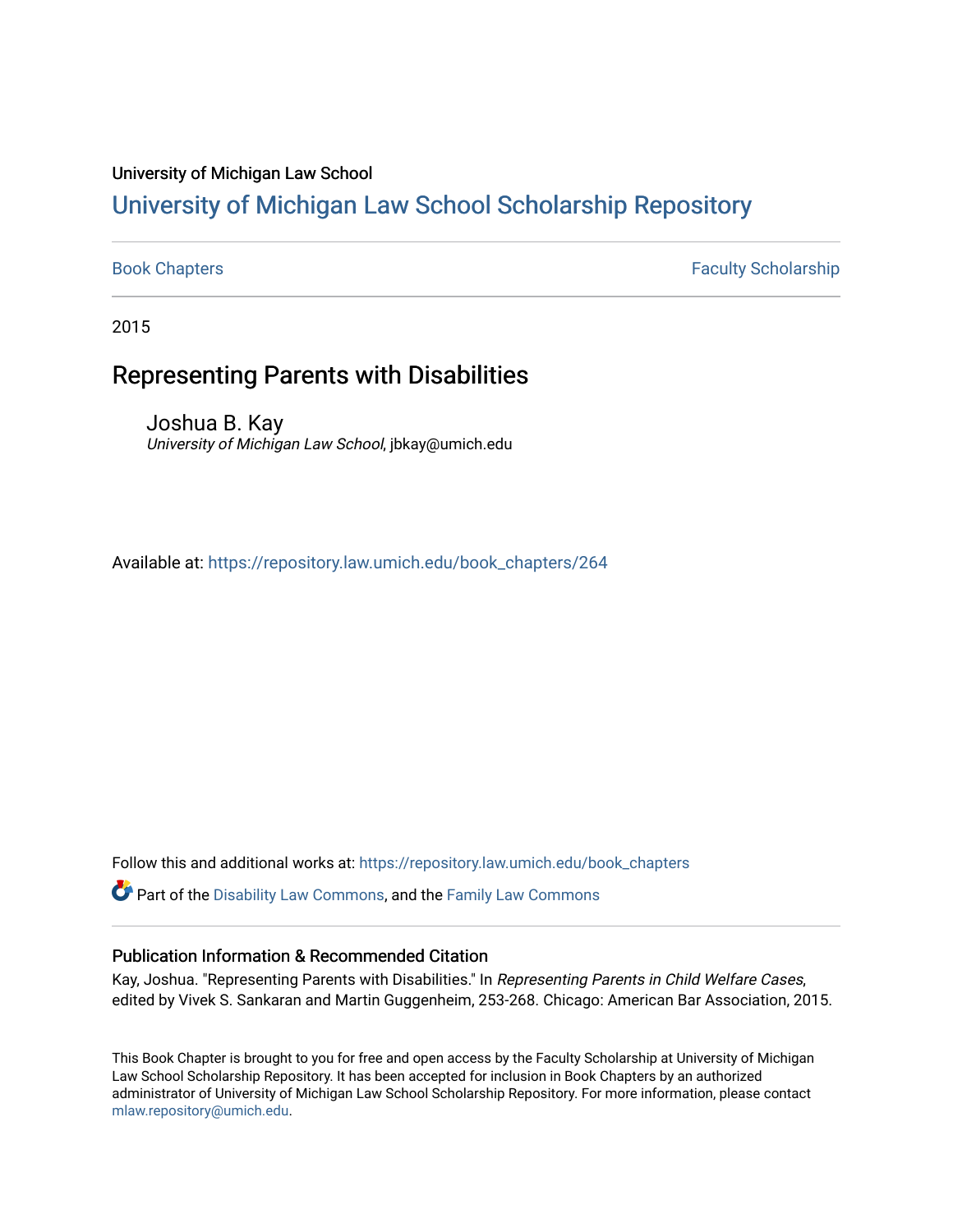University of Michigan Law School

# University of Michigan Law School Scholarship Repository

Book Chapters | Faculty Scholarship

2015

## Representing Parents with Disabilities

Joshua B. Kay
*University of Michigan Law School*, jbkay@umich.edu

Available at: https://repository.law.umich.edu/book_chapters/264

Follow this and additional works at: https://repository.law.umich.edu/book_chapters

Part of the Disability Law Commons, and the Family Law Commons

### Publication Information & Recommended Citation

Kay, Joshua. "Representing Parents with Disabilities." In *Representing Parents in Child Welfare Cases*, edited by Vivek S. Sankaran and Martin Guggenheim, 253-268. Chicago: American Bar Association, 2015.

This Book Chapter is brought to you for free and open access by the Faculty Scholarship at University of Michigan Law School Scholarship Repository. It has been accepted for inclusion in Book Chapters by an authorized administrator of University of Michigan Law School Scholarship Repository. For more information, please contact mlaw.repository@umich.edu.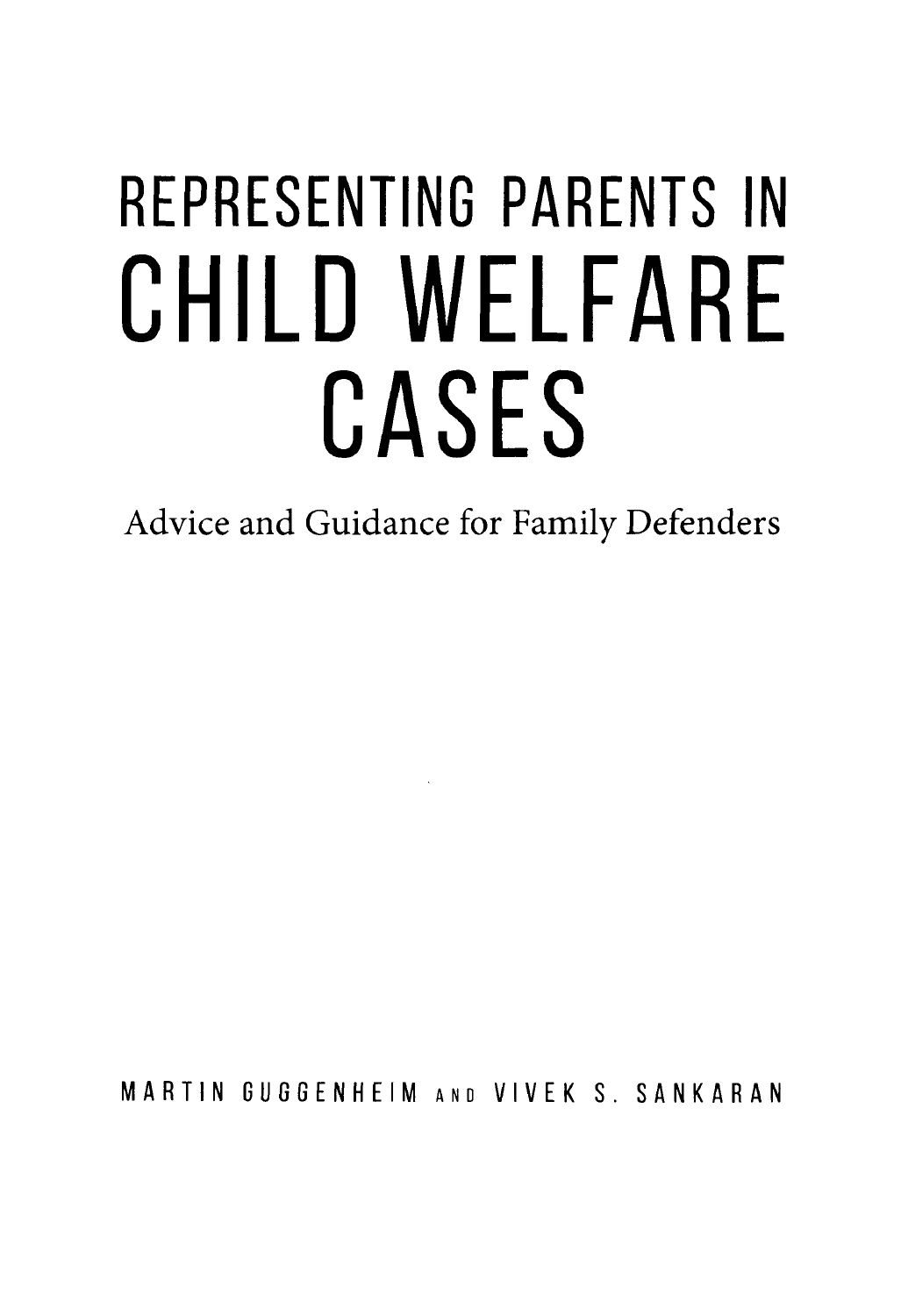# REPRESENTING PARENTS IN CHILD WELFARE CASES

Advice and Guidance for Family Defenders

MARTIN GUGGENHEIM AND VIVEK S. SANKARAN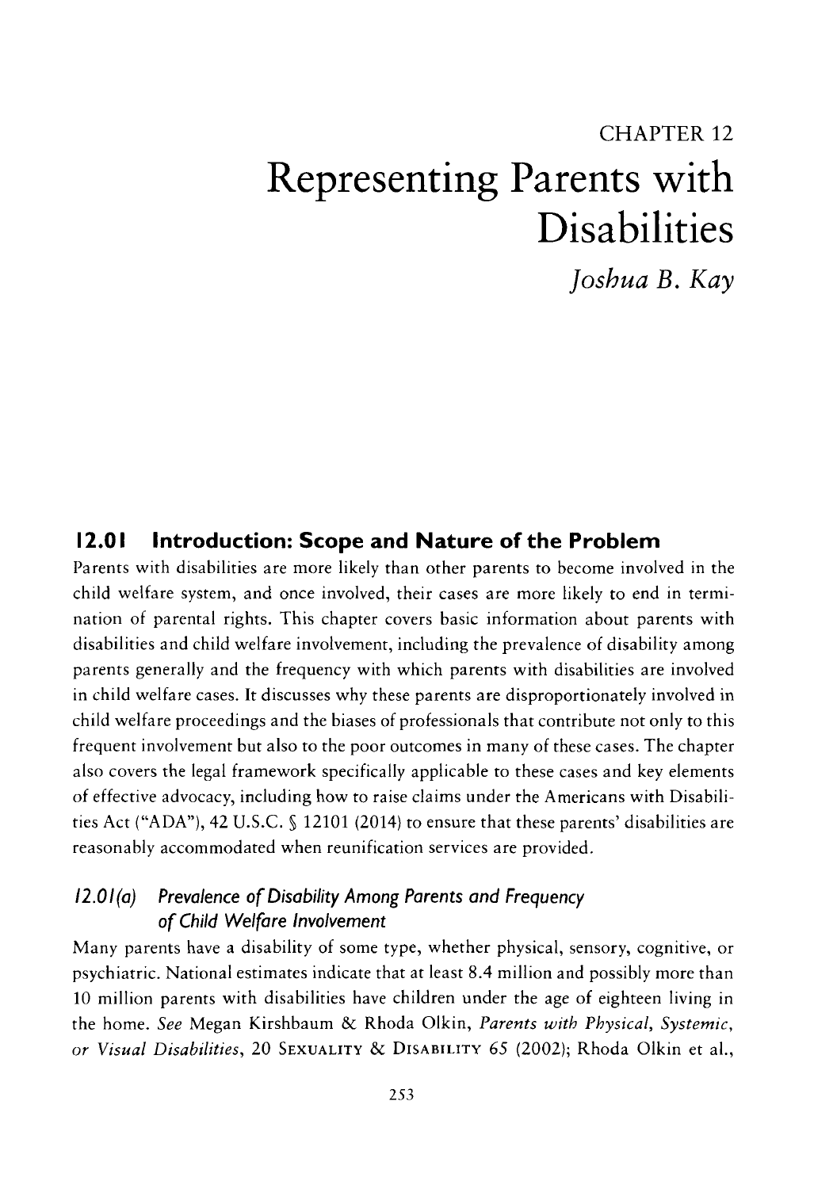# CHAPTER 12

# Representing Parents with Disabilities

*Joshua B. Kay*

## 12.01 Introduction: Scope and Nature of the Problem

Parents with disabilities are more likely than other parents to become involved in the child welfare system, and once involved, their cases are more likely to end in termination of parental rights. This chapter covers basic information about parents with disabilities and child welfare involvement, including the prevalence of disability among parents generally and the frequency with which parents with disabilities are involved in child welfare cases. It discusses why these parents are disproportionately involved in child welfare proceedings and the biases of professionals that contribute not only to this frequent involvement but also to the poor outcomes in many of these cases. The chapter also covers the legal framework specifically applicable to these cases and key elements of effective advocacy, including how to raise claims under the Americans with Disabilities Act ("ADA"), 42 U.S.C. § 12101 (2014) to ensure that these parents' disabilities are reasonably accommodated when reunification services are provided.

### 12.01(a) Prevalence of Disability Among Parents and Frequency of Child Welfare Involvement

Many parents have a disability of some type, whether physical, sensory, cognitive, or psychiatric. National estimates indicate that at least 8.4 million and possibly more than 10 million parents with disabilities have children under the age of eighteen living in the home. *See* Megan Kirshbaum & Rhoda Olkin, *Parents with Physical, Systemic, or Visual Disabilities*, 20 SEXUALITY & DISABILITY 65 (2002); Rhoda Olkin et al.,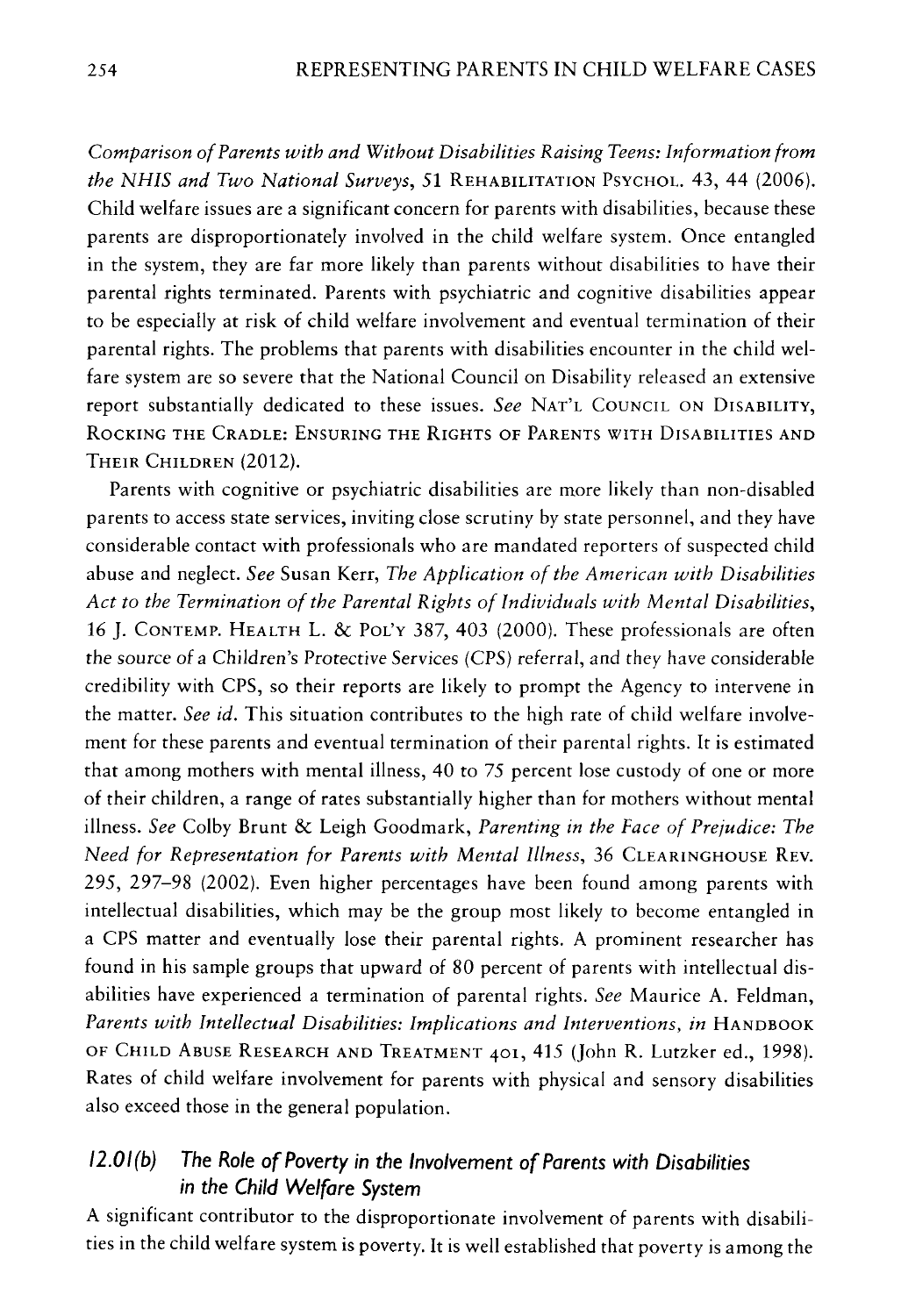*Comparison of Parents with and Without Disabilities Raising Teens: Information from the NHIS and Two National Surveys*, 51 REHABILITATION PSYCHOL. 43, 44 (2006). Child welfare issues are a significant concern for parents with disabilities, because these parents are disproportionately involved in the child welfare system. Once entangled in the system, they are far more likely than parents without disabilities to have their parental rights terminated. Parents with psychiatric and cognitive disabilities appear to be especially at risk of child welfare involvement and eventual termination of their parental rights. The problems that parents with disabilities encounter in the child welfare system are so severe that the National Council on Disability released an extensive report substantially dedicated to these issues. *See* NAT'L COUNCIL ON DISABILITY, ROCKING THE CRADLE: ENSURING THE RIGHTS OF PARENTS WITH DISABILITIES AND THEIR CHILDREN (2012).

Parents with cognitive or psychiatric disabilities are more likely than non-disabled parents to access state services, inviting close scrutiny by state personnel, and they have considerable contact with professionals who are mandated reporters of suspected child abuse and neglect. *See* Susan Kerr, *The Application of the American with Disabilities Act to the Termination of the Parental Rights of Individuals with Mental Disabilities*, 16 J. CONTEMP. HEALTH L. & POL'Y 387, 403 (2000). These professionals are often the source of a Children's Protective Services (CPS) referral, and they have considerable credibility with CPS, so their reports are likely to prompt the Agency to intervene in the matter. *See id.* This situation contributes to the high rate of child welfare involvement for these parents and eventual termination of their parental rights. It is estimated that among mothers with mental illness, 40 to 75 percent lose custody of one or more of their children, a range of rates substantially higher than for mothers without mental illness. *See* Colby Brunt & Leigh Goodmark, *Parenting in the Face of Prejudice: The Need for Representation for Parents with Mental Illness*, 36 CLEARINGHOUSE REV. 295, 297–98 (2002). Even higher percentages have been found among parents with intellectual disabilities, which may be the group most likely to become entangled in a CPS matter and eventually lose their parental rights. A prominent researcher has found in his sample groups that upward of 80 percent of parents with intellectual disabilities have experienced a termination of parental rights. *See* Maurice A. Feldman, *Parents with Intellectual Disabilities: Implications and Interventions*, *in* HANDBOOK OF CHILD ABUSE RESEARCH AND TREATMENT 401, 415 (John R. Lutzker ed., 1998). Rates of child welfare involvement for parents with physical and sensory disabilities also exceed those in the general population.

### *12.01(b) The Role of Poverty in the Involvement of Parents with Disabilities in the Child Welfare System*

A significant contributor to the disproportionate involvement of parents with disabilities in the child welfare system is poverty. It is well established that poverty is among the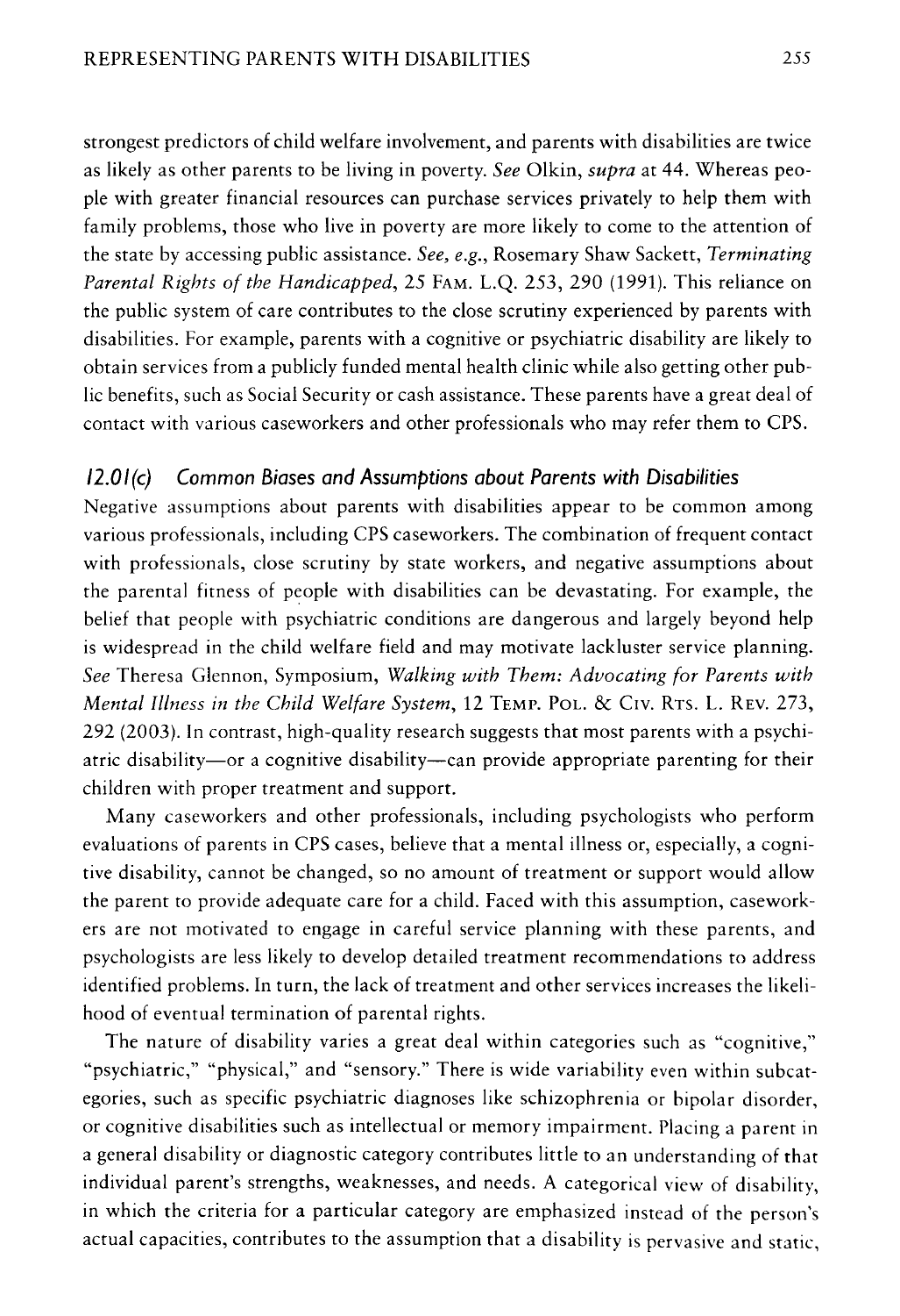strongest predictors of child welfare involvement, and parents with disabilities are twice as likely as other parents to be living in poverty. *See* Olkin, *supra* at 44. Whereas people with greater financial resources can purchase services privately to help them with family problems, those who live in poverty are more likely to come to the attention of the state by accessing public assistance. *See, e.g.*, Rosemary Shaw Sackett, *Terminating Parental Rights of the Handicapped*, 25 FAM. L.Q. 253, 290 (1991). This reliance on the public system of care contributes to the close scrutiny experienced by parents with disabilities. For example, parents with a cognitive or psychiatric disability are likely to obtain services from a publicly funded mental health clinic while also getting other public benefits, such as Social Security or cash assistance. These parents have a great deal of contact with various caseworkers and other professionals who may refer them to CPS.

### *12.01(c) Common Biases and Assumptions about Parents with Disabilities*

Negative assumptions about parents with disabilities appear to be common among various professionals, including CPS caseworkers. The combination of frequent contact with professionals, close scrutiny by state workers, and negative assumptions about the parental fitness of people with disabilities can be devastating. For example, the belief that people with psychiatric conditions are dangerous and largely beyond help is widespread in the child welfare field and may motivate lackluster service planning. *See* Theresa Glennon, Symposium, *Walking with Them: Advocating for Parents with Mental Illness in the Child Welfare System*, 12 TEMP. POL. & CIV. RTS. L. REV. 273, 292 (2003). In contrast, high-quality research suggests that most parents with a psychiatric disability—or a cognitive disability—can provide appropriate parenting for their children with proper treatment and support.

Many caseworkers and other professionals, including psychologists who perform evaluations of parents in CPS cases, believe that a mental illness or, especially, a cognitive disability, cannot be changed, so no amount of treatment or support would allow the parent to provide adequate care for a child. Faced with this assumption, caseworkers are not motivated to engage in careful service planning with these parents, and psychologists are less likely to develop detailed treatment recommendations to address identified problems. In turn, the lack of treatment and other services increases the likelihood of eventual termination of parental rights.

The nature of disability varies a great deal within categories such as "cognitive," "psychiatric," "physical," and "sensory." There is wide variability even within subcategories, such as specific psychiatric diagnoses like schizophrenia or bipolar disorder, or cognitive disabilities such as intellectual or memory impairment. Placing a parent in a general disability or diagnostic category contributes little to an understanding of that individual parent's strengths, weaknesses, and needs. A categorical view of disability, in which the criteria for a particular category are emphasized instead of the person's actual capacities, contributes to the assumption that a disability is pervasive and static,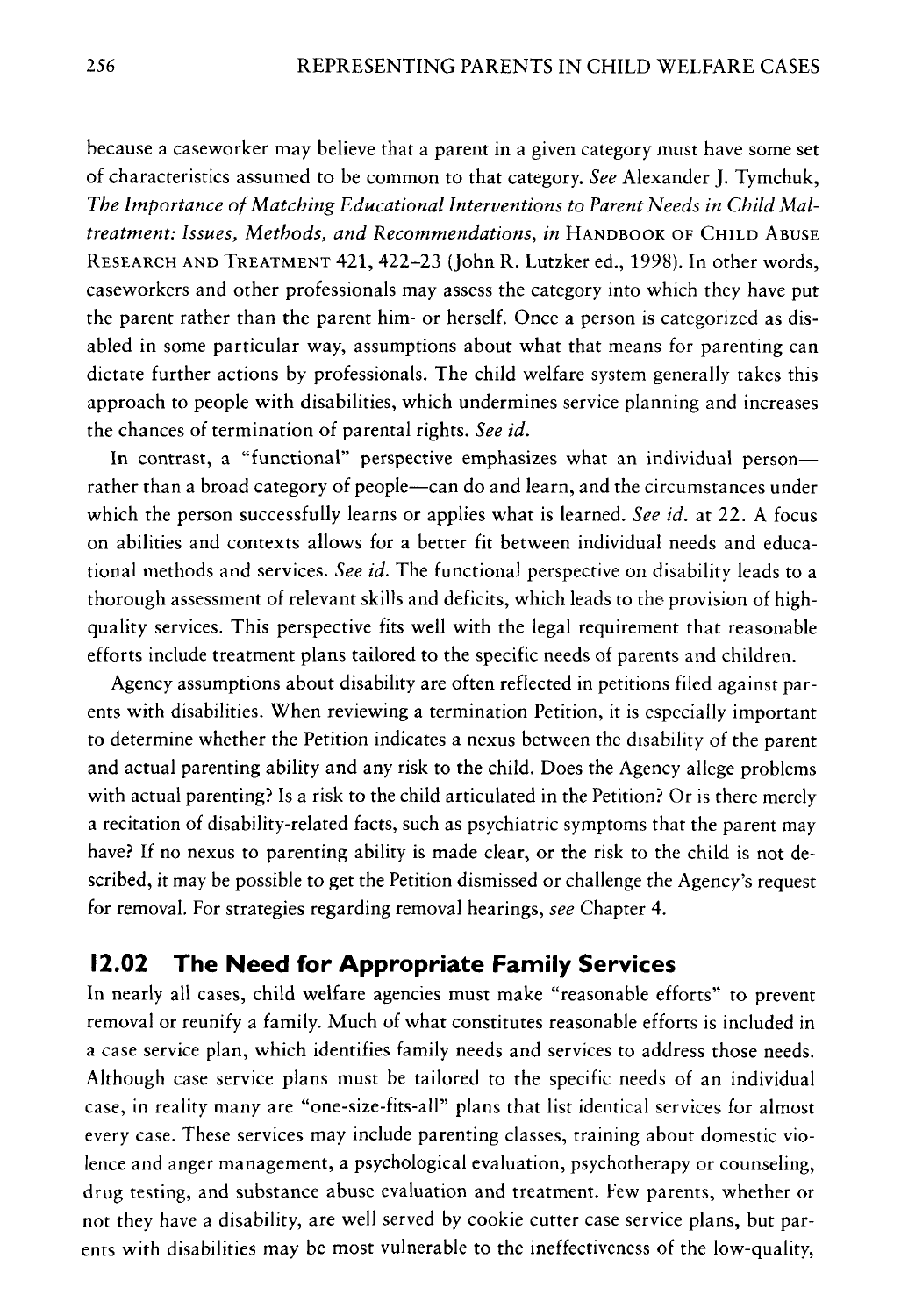because a caseworker may believe that a parent in a given category must have some set of characteristics assumed to be common to that category. *See* Alexander J. Tymchuk, *The Importance of Matching Educational Interventions to Parent Needs in Child Maltreatment: Issues, Methods, and Recommendations*, *in* HANDBOOK OF CHILD ABUSE RESEARCH AND TREATMENT 421, 422–23 (John R. Lutzker ed., 1998). In other words, caseworkers and other professionals may assess the category into which they have put the parent rather than the parent him- or herself. Once a person is categorized as disabled in some particular way, assumptions about what that means for parenting can dictate further actions by professionals. The child welfare system generally takes this approach to people with disabilities, which undermines service planning and increases the chances of termination of parental rights. *See id.*

In contrast, a "functional" perspective emphasizes what an individual person—rather than a broad category of people—can do and learn, and the circumstances under which the person successfully learns or applies what is learned. *See id.* at 22. A focus on abilities and contexts allows for a better fit between individual needs and educational methods and services. *See id.* The functional perspective on disability leads to a thorough assessment of relevant skills and deficits, which leads to the provision of high-quality services. This perspective fits well with the legal requirement that reasonable efforts include treatment plans tailored to the specific needs of parents and children.

Agency assumptions about disability are often reflected in petitions filed against parents with disabilities. When reviewing a termination Petition, it is especially important to determine whether the Petition indicates a nexus between the disability of the parent and actual parenting ability and any risk to the child. Does the Agency allege problems with actual parenting? Is a risk to the child articulated in the Petition? Or is there merely a recitation of disability-related facts, such as psychiatric symptoms that the parent may have? If no nexus to parenting ability is made clear, or the risk to the child is not described, it may be possible to get the Petition dismissed or challenge the Agency's request for removal. For strategies regarding removal hearings, *see* Chapter 4.

## 12.02 The Need for Appropriate Family Services

In nearly all cases, child welfare agencies must make "reasonable efforts" to prevent removal or reunify a family. Much of what constitutes reasonable efforts is included in a case service plan, which identifies family needs and services to address those needs. Although case service plans must be tailored to the specific needs of an individual case, in reality many are "one-size-fits-all" plans that list identical services for almost every case. These services may include parenting classes, training about domestic violence and anger management, a psychological evaluation, psychotherapy or counseling, drug testing, and substance abuse evaluation and treatment. Few parents, whether or not they have a disability, are well served by cookie cutter case service plans, but parents with disabilities may be most vulnerable to the ineffectiveness of the low-quality,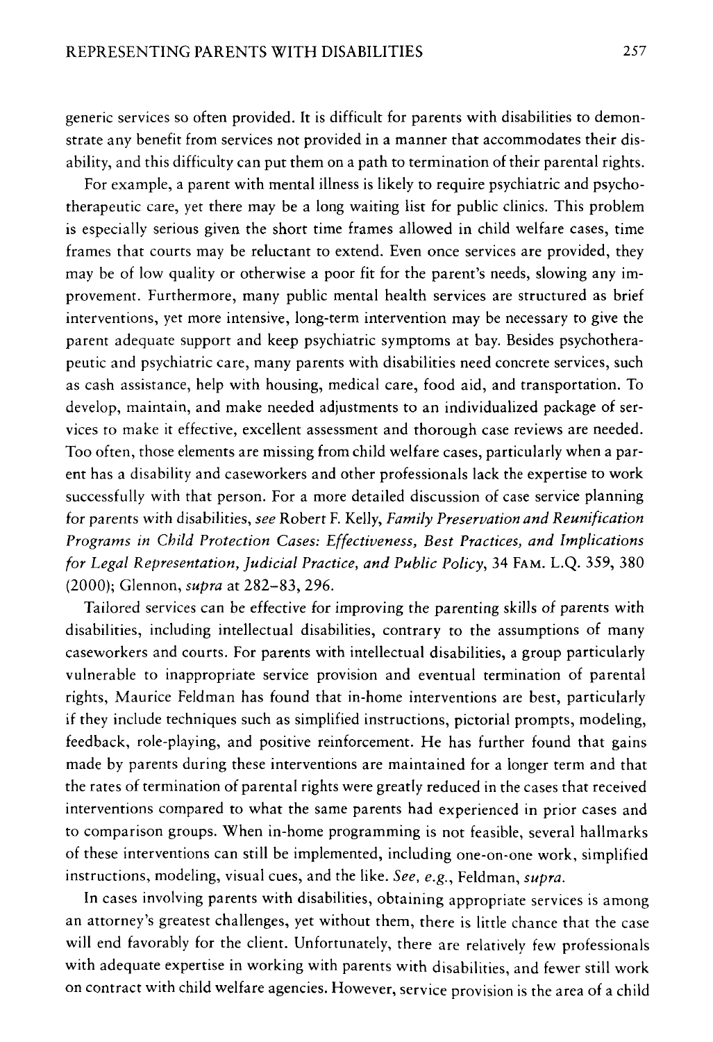generic services so often provided. It is difficult for parents with disabilities to demonstrate any benefit from services not provided in a manner that accommodates their disability, and this difficulty can put them on a path to termination of their parental rights.

For example, a parent with mental illness is likely to require psychiatric and psychotherapeutic care, yet there may be a long waiting list for public clinics. This problem is especially serious given the short time frames allowed in child welfare cases, time frames that courts may be reluctant to extend. Even once services are provided, they may be of low quality or otherwise a poor fit for the parent's needs, slowing any improvement. Furthermore, many public mental health services are structured as brief interventions, yet more intensive, long-term intervention may be necessary to give the parent adequate support and keep psychiatric symptoms at bay. Besides psychotherapeutic and psychiatric care, many parents with disabilities need concrete services, such as cash assistance, help with housing, medical care, food aid, and transportation. To develop, maintain, and make needed adjustments to an individualized package of services to make it effective, excellent assessment and thorough case reviews are needed. Too often, those elements are missing from child welfare cases, particularly when a parent has a disability and caseworkers and other professionals lack the expertise to work successfully with that person. For a more detailed discussion of case service planning for parents with disabilities, *see* Robert F. Kelly, *Family Preservation and Reunification Programs in Child Protection Cases: Effectiveness, Best Practices, and Implications for Legal Representation, Judicial Practice, and Public Policy*, 34 FAM. L.Q. 359, 380 (2000); Glennon, *supra* at 282–83, 296.

Tailored services can be effective for improving the parenting skills of parents with disabilities, including intellectual disabilities, contrary to the assumptions of many caseworkers and courts. For parents with intellectual disabilities, a group particularly vulnerable to inappropriate service provision and eventual termination of parental rights, Maurice Feldman has found that in-home interventions are best, particularly if they include techniques such as simplified instructions, pictorial prompts, modeling, feedback, role-playing, and positive reinforcement. He has further found that gains made by parents during these interventions are maintained for a longer term and that the rates of termination of parental rights were greatly reduced in the cases that received interventions compared to what the same parents had experienced in prior cases and to comparison groups. When in-home programming is not feasible, several hallmarks of these interventions can still be implemented, including one-on-one work, simplified instructions, modeling, visual cues, and the like. *See, e.g.*, Feldman, *supra*.

In cases involving parents with disabilities, obtaining appropriate services is among an attorney's greatest challenges, yet without them, there is little chance that the case will end favorably for the client. Unfortunately, there are relatively few professionals with adequate expertise in working with parents with disabilities, and fewer still work on contract with child welfare agencies. However, service provision is the area of a child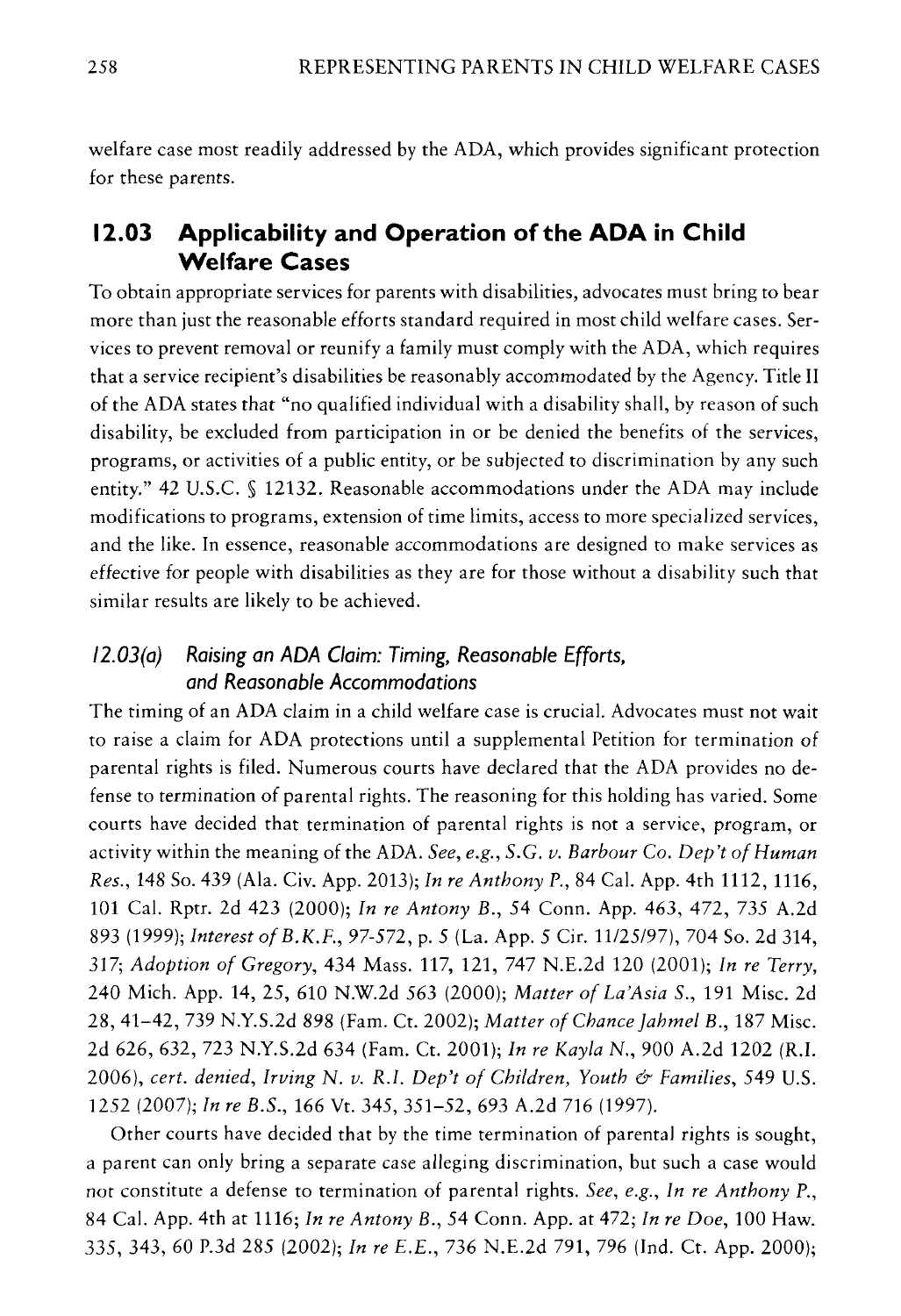welfare case most readily addressed by the ADA, which provides significant protection for these parents.

## 12.03 Applicability and Operation of the ADA in Child Welfare Cases

To obtain appropriate services for parents with disabilities, advocates must bring to bear more than just the reasonable efforts standard required in most child welfare cases. Services to prevent removal or reunify a family must comply with the ADA, which requires that a service recipient's disabilities be reasonably accommodated by the Agency. Title II of the ADA states that "no qualified individual with a disability shall, by reason of such disability, be excluded from participation in or be denied the benefits of the services, programs, or activities of a public entity, or be subjected to discrimination by any such entity." 42 U.S.C. § 12132. Reasonable accommodations under the ADA may include modifications to programs, extension of time limits, access to more specialized services, and the like. In essence, reasonable accommodations are designed to make services as effective for people with disabilities as they are for those without a disability such that similar results are likely to be achieved.

### *12.03(a) Raising an ADA Claim: Timing, Reasonable Efforts, and Reasonable Accommodations*

The timing of an ADA claim in a child welfare case is crucial. Advocates must not wait to raise a claim for ADA protections until a supplemental Petition for termination of parental rights is filed. Numerous courts have declared that the ADA provides no defense to termination of parental rights. The reasoning for this holding has varied. Some courts have decided that termination of parental rights is not a service, program, or activity within the meaning of the ADA. *See, e.g., S.G. v. Barbour Co. Dep't of Human Res.*, 148 So. 439 (Ala. Civ. App. 2013); *In re Anthony P.*, 84 Cal. App. 4th 1112, 1116, 101 Cal. Rptr. 2d 423 (2000); *In re Antony B.*, 54 Conn. App. 463, 472, 735 A.2d 893 (1999); *Interest of B.K.F.*, 97-572, p. 5 (La. App. 5 Cir. 11/25/97), 704 So. 2d 314, 317; *Adoption of Gregory*, 434 Mass. 117, 121, 747 N.E.2d 120 (2001); *In re Terry*, 240 Mich. App. 14, 25, 610 N.W.2d 563 (2000); *Matter of La'Asia S.*, 191 Misc. 2d 28, 41–42, 739 N.Y.S.2d 898 (Fam. Ct. 2002); *Matter of Chance Jahmel B.*, 187 Misc. 2d 626, 632, 723 N.Y.S.2d 634 (Fam. Ct. 2001); *In re Kayla N.*, 900 A.2d 1202 (R.I. 2006), *cert. denied*, *Irving N. v. R.I. Dep't of Children, Youth & Families*, 549 U.S. 1252 (2007); *In re B.S.*, 166 Vt. 345, 351–52, 693 A.2d 716 (1997).

Other courts have decided that by the time termination of parental rights is sought, a parent can only bring a separate case alleging discrimination, but such a case would not constitute a defense to termination of parental rights. *See, e.g., In re Anthony P.*, 84 Cal. App. 4th at 1116; *In re Antony B.*, 54 Conn. App. at 472; *In re Doe*, 100 Haw. 335, 343, 60 P.3d 285 (2002); *In re E.E.*, 736 N.E.2d 791, 796 (Ind. Ct. App. 2000);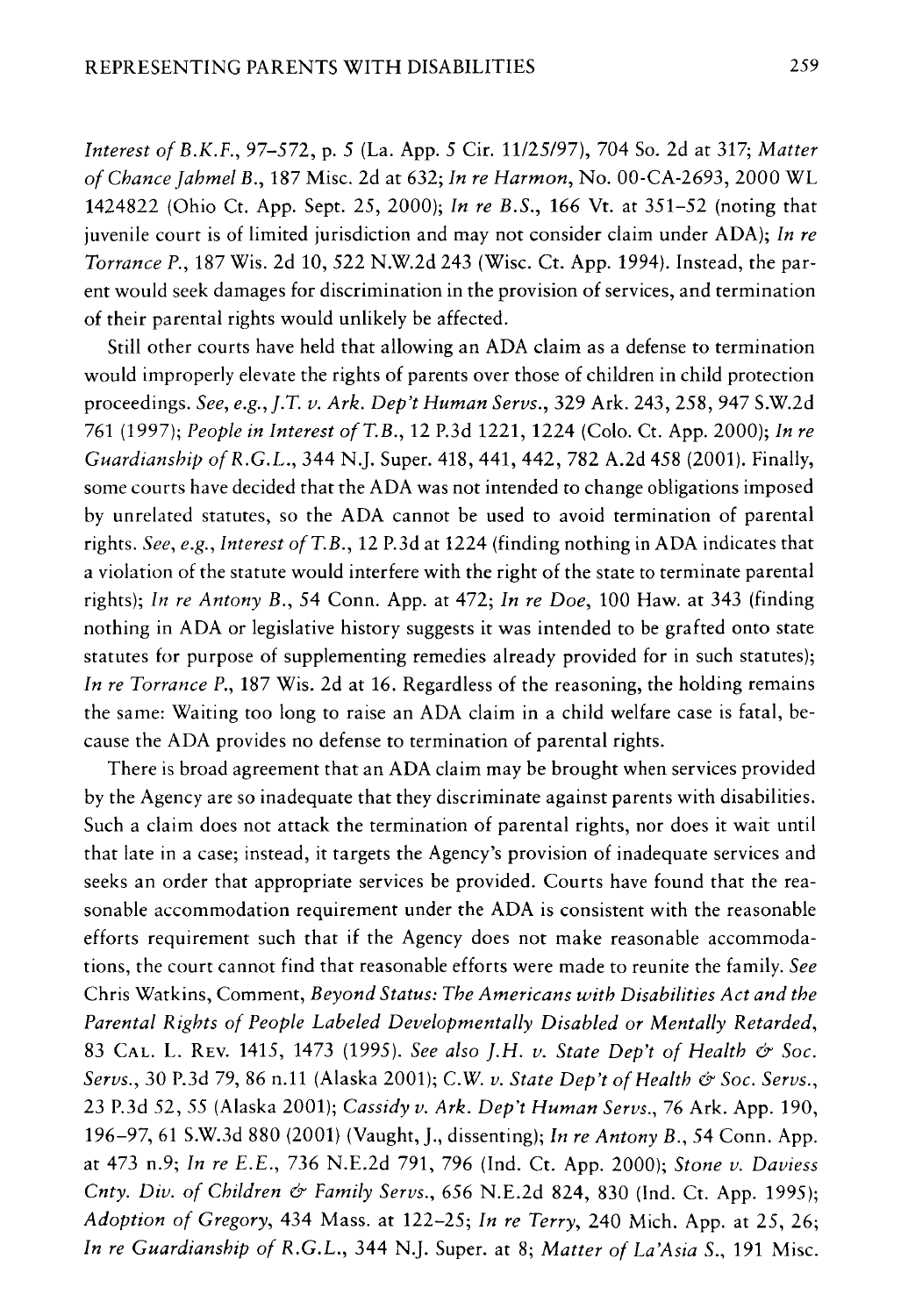*Interest of B.K.F.*, 97-572, p. 5 (La. App. 5 Cir. 11/25/97), 704 So. 2d at 317; *Matter of Chance Jahmel B.*, 187 Misc. 2d at 632; *In re Harmon*, No. 00-CA-2693, 2000 WL 1424822 (Ohio Ct. App. Sept. 25, 2000); *In re B.S.*, 166 Vt. at 351–52 (noting that juvenile court is of limited jurisdiction and may not consider claim under ADA); *In re Torrance P.*, 187 Wis. 2d 10, 522 N.W.2d 243 (Wisc. Ct. App. 1994). Instead, the parent would seek damages for discrimination in the provision of services, and termination of their parental rights would unlikely be affected.

Still other courts have held that allowing an ADA claim as a defense to termination would improperly elevate the rights of parents over those of children in child protection proceedings. *See, e.g., J.T. v. Ark. Dep't Human Servs.*, 329 Ark. 243, 258, 947 S.W.2d 761 (1997); *People in Interest of T.B.*, 12 P.3d 1221, 1224 (Colo. Ct. App. 2000); *In re Guardianship of R.G.L.*, 344 N.J. Super. 418, 441, 442, 782 A.2d 458 (2001). Finally, some courts have decided that the ADA was not intended to change obligations imposed by unrelated statutes, so the ADA cannot be used to avoid termination of parental rights. *See, e.g., Interest of T.B.*, 12 P.3d at 1224 (finding nothing in ADA indicates that a violation of the statute would interfere with the right of the state to terminate parental rights); *In re Antony B.*, 54 Conn. App. at 472; *In re Doe*, 100 Haw. at 343 (finding nothing in ADA or legislative history suggests it was intended to be grafted onto state statutes for purpose of supplementing remedies already provided for in such statutes); *In re Torrance P.*, 187 Wis. 2d at 16. Regardless of the reasoning, the holding remains the same: Waiting too long to raise an ADA claim in a child welfare case is fatal, because the ADA provides no defense to termination of parental rights.

There is broad agreement that an ADA claim may be brought when services provided by the Agency are so inadequate that they discriminate against parents with disabilities. Such a claim does not attack the termination of parental rights, nor does it wait until that late in a case; instead, it targets the Agency's provision of inadequate services and seeks an order that appropriate services be provided. Courts have found that the reasonable accommodation requirement under the ADA is consistent with the reasonable efforts requirement such that if the Agency does not make reasonable accommodations, the court cannot find that reasonable efforts were made to reunite the family. *See* Chris Watkins, Comment, *Beyond Status: The Americans with Disabilities Act and the Parental Rights of People Labeled Developmentally Disabled or Mentally Retarded*, 83 CAL. L. REV. 1415, 1473 (1995). *See also J.H. v. State Dep't of Health & Soc. Servs.*, 30 P.3d 79, 86 n.11 (Alaska 2001); *C.W. v. State Dep't of Health & Soc. Servs.*, 23 P.3d 52, 55 (Alaska 2001); *Cassidy v. Ark. Dep't Human Servs.*, 76 Ark. App. 190, 196–97, 61 S.W.3d 880 (2001) (Vaught, J., dissenting); *In re Antony B.*, 54 Conn. App. at 473 n.9; *In re E.E.*, 736 N.E.2d 791, 796 (Ind. Ct. App. 2000); *Stone v. Daviess Cnty. Div. of Children & Family Servs.*, 656 N.E.2d 824, 830 (Ind. Ct. App. 1995); *Adoption of Gregory*, 434 Mass. at 122–25; *In re Terry*, 240 Mich. App. at 25, 26; *In re Guardianship of R.G.L.*, 344 N.J. Super. at 8; *Matter of La'Asia S.*, 191 Misc.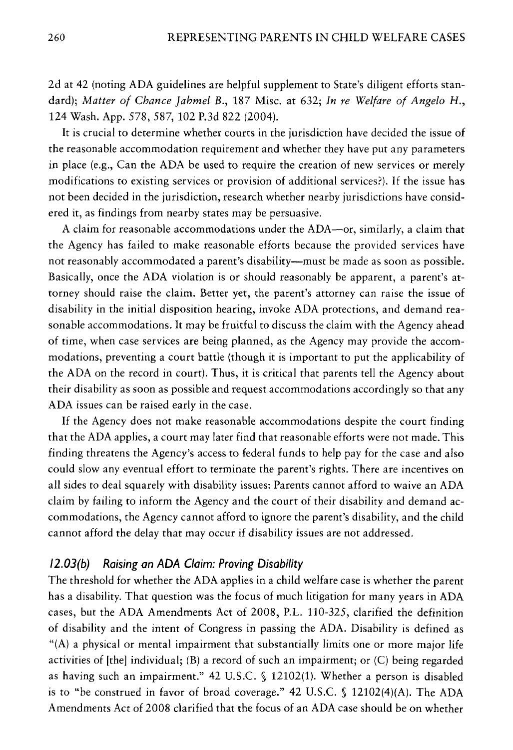2d at 42 (noting ADA guidelines are helpful supplement to State's diligent efforts standard); *Matter of Chance Jahmel B.*, 187 Misc. at 632; *In re Welfare of Angelo H.*, 124 Wash. App. 578, 587, 102 P.3d 822 (2004).

It is crucial to determine whether courts in the jurisdiction have decided the issue of the reasonable accommodation requirement and whether they have put any parameters in place (e.g., Can the ADA be used to require the creation of new services or merely modifications to existing services or provision of additional services?). If the issue has not been decided in the jurisdiction, research whether nearby jurisdictions have considered it, as findings from nearby states may be persuasive.

A claim for reasonable accommodations under the ADA—or, similarly, a claim that the Agency has failed to make reasonable efforts because the provided services have not reasonably accommodated a parent's disability—must be made as soon as possible. Basically, once the ADA violation is or should reasonably be apparent, a parent's attorney should raise the claim. Better yet, the parent's attorney can raise the issue of disability in the initial disposition hearing, invoke ADA protections, and demand reasonable accommodations. It may be fruitful to discuss the claim with the Agency ahead of time, when case services are being planned, as the Agency may provide the accommodations, preventing a court battle (though it is important to put the applicability of the ADA on the record in court). Thus, it is critical that parents tell the Agency about their disability as soon as possible and request accommodations accordingly so that any ADA issues can be raised early in the case.

If the Agency does not make reasonable accommodations despite the court finding that the ADA applies, a court may later find that reasonable efforts were not made. This finding threatens the Agency's access to federal funds to help pay for the case and also could slow any eventual effort to terminate the parent's rights. There are incentives on all sides to deal squarely with disability issues: Parents cannot afford to waive an ADA claim by failing to inform the Agency and the court of their disability and demand accommodations, the Agency cannot afford to ignore the parent's disability, and the child cannot afford the delay that may occur if disability issues are not addressed.

### *12.03(b) Raising an ADA Claim: Proving Disability*

The threshold for whether the ADA applies in a child welfare case is whether the parent has a disability. That question was the focus of much litigation for many years in ADA cases, but the ADA Amendments Act of 2008, P.L. 110-325, clarified the definition of disability and the intent of Congress in passing the ADA. Disability is defined as "(A) a physical or mental impairment that substantially limits one or more major life activities of [the] individual; (B) a record of such an impairment; or (C) being regarded as having such an impairment." 42 U.S.C. § 12102(1). Whether a person is disabled is to "be construed in favor of broad coverage." 42 U.S.C. § 12102(4)(A). The ADA Amendments Act of 2008 clarified that the focus of an ADA case should be on whether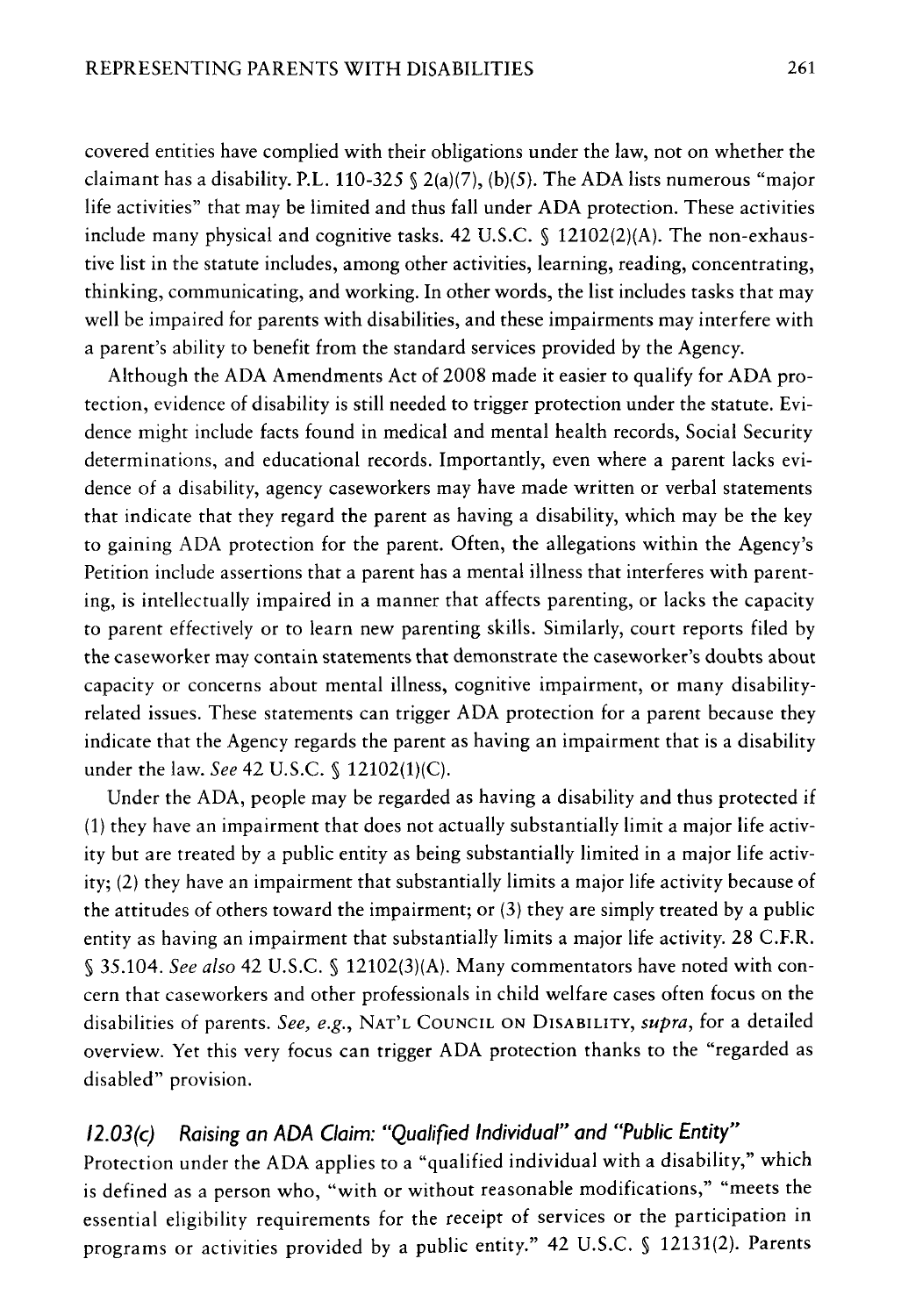covered entities have complied with their obligations under the law, not on whether the claimant has a disability. P.L. 110-325 § 2(a)(7), (b)(5). The ADA lists numerous "major life activities" that may be limited and thus fall under ADA protection. These activities include many physical and cognitive tasks. 42 U.S.C. § 12102(2)(A). The non-exhaustive list in the statute includes, among other activities, learning, reading, concentrating, thinking, communicating, and working. In other words, the list includes tasks that may well be impaired for parents with disabilities, and these impairments may interfere with a parent's ability to benefit from the standard services provided by the Agency.

Although the ADA Amendments Act of 2008 made it easier to qualify for ADA protection, evidence of disability is still needed to trigger protection under the statute. Evidence might include facts found in medical and mental health records, Social Security determinations, and educational records. Importantly, even where a parent lacks evidence of a disability, agency caseworkers may have made written or verbal statements that indicate that they regard the parent as having a disability, which may be the key to gaining ADA protection for the parent. Often, the allegations within the Agency's Petition include assertions that a parent has a mental illness that interferes with parenting, is intellectually impaired in a manner that affects parenting, or lacks the capacity to parent effectively or to learn new parenting skills. Similarly, court reports filed by the caseworker may contain statements that demonstrate the caseworker's doubts about capacity or concerns about mental illness, cognitive impairment, or many disability-related issues. These statements can trigger ADA protection for a parent because they indicate that the Agency regards the parent as having an impairment that is a disability under the law. *See* 42 U.S.C. § 12102(1)(C).

Under the ADA, people may be regarded as having a disability and thus protected if (1) they have an impairment that does not actually substantially limit a major life activity but are treated by a public entity as being substantially limited in a major life activity; (2) they have an impairment that substantially limits a major life activity because of the attitudes of others toward the impairment; or (3) they are simply treated by a public entity as having an impairment that substantially limits a major life activity. 28 C.F.R. § 35.104. *See also* 42 U.S.C. § 12102(3)(A). Many commentators have noted with concern that caseworkers and other professionals in child welfare cases often focus on the disabilities of parents. *See, e.g.*, NAT'L COUNCIL ON DISABILITY, *supra*, for a detailed overview. Yet this very focus can trigger ADA protection thanks to the "regarded as disabled" provision.

### *12.03(c) Raising an ADA Claim: "Qualified Individual" and "Public Entity"*

Protection under the ADA applies to a "qualified individual with a disability," which is defined as a person who, "with or without reasonable modifications," "meets the essential eligibility requirements for the receipt of services or the participation in programs or activities provided by a public entity." 42 U.S.C. § 12131(2). Parents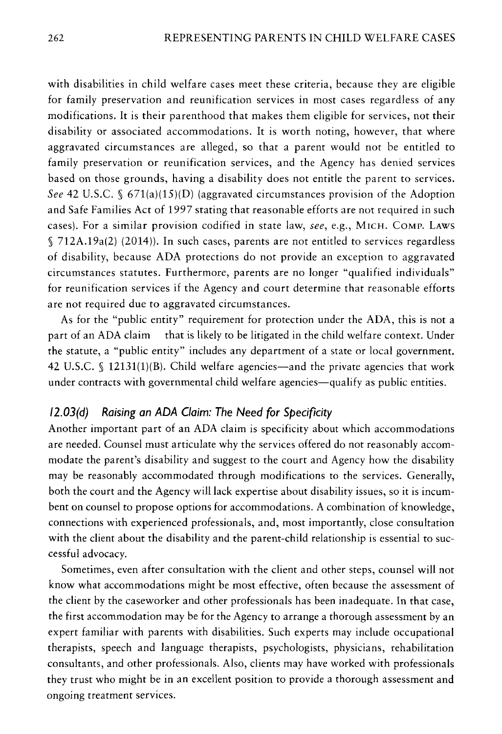with disabilities in child welfare cases meet these criteria, because they are eligible for family preservation and reunification services in most cases regardless of any modifications. It is their parenthood that makes them eligible for services, not their disability or associated accommodations. It is worth noting, however, that where aggravated circumstances are alleged, so that a parent would not be entitled to family preservation or reunification services, and the Agency has denied services based on those grounds, having a disability does not entitle the parent to services. *See* 42 U.S.C. § 671(a)(15)(D) (aggravated circumstances provision of the Adoption and Safe Families Act of 1997 stating that reasonable efforts are not required in such cases). For a similar provision codified in state law, *see*, e.g., MICH. COMP. LAWS § 712A.19a(2) (2014)). In such cases, parents are not entitled to services regardless of disability, because ADA protections do not provide an exception to aggravated circumstances statutes. Furthermore, parents are no longer "qualified individuals" for reunification services if the Agency and court determine that reasonable efforts are not required due to aggravated circumstances.

As for the "public entity" requirement for protection under the ADA, this is not a part of an ADA claim that is likely to be litigated in the child welfare context. Under the statute, a "public entity" includes any department of a state or local government. 42 U.S.C. § 12131(1)(B). Child welfare agencies—and the private agencies that work under contracts with governmental child welfare agencies—qualify as public entities.

### *12.03(d) Raising an ADA Claim: The Need for Specificity*

Another important part of an ADA claim is specificity about which accommodations are needed. Counsel must articulate why the services offered do not reasonably accommodate the parent's disability and suggest to the court and Agency how the disability may be reasonably accommodated through modifications to the services. Generally, both the court and the Agency will lack expertise about disability issues, so it is incumbent on counsel to propose options for accommodations. A combination of knowledge, connections with experienced professionals, and, most importantly, close consultation with the client about the disability and the parent-child relationship is essential to successful advocacy.

Sometimes, even after consultation with the client and other steps, counsel will not know what accommodations might be most effective, often because the assessment of the client by the caseworker and other professionals has been inadequate. In that case, the first accommodation may be for the Agency to arrange a thorough assessment by an expert familiar with parents with disabilities. Such experts may include occupational therapists, speech and language therapists, psychologists, physicians, rehabilitation consultants, and other professionals. Also, clients may have worked with professionals they trust who might be in an excellent position to provide a thorough assessment and ongoing treatment services.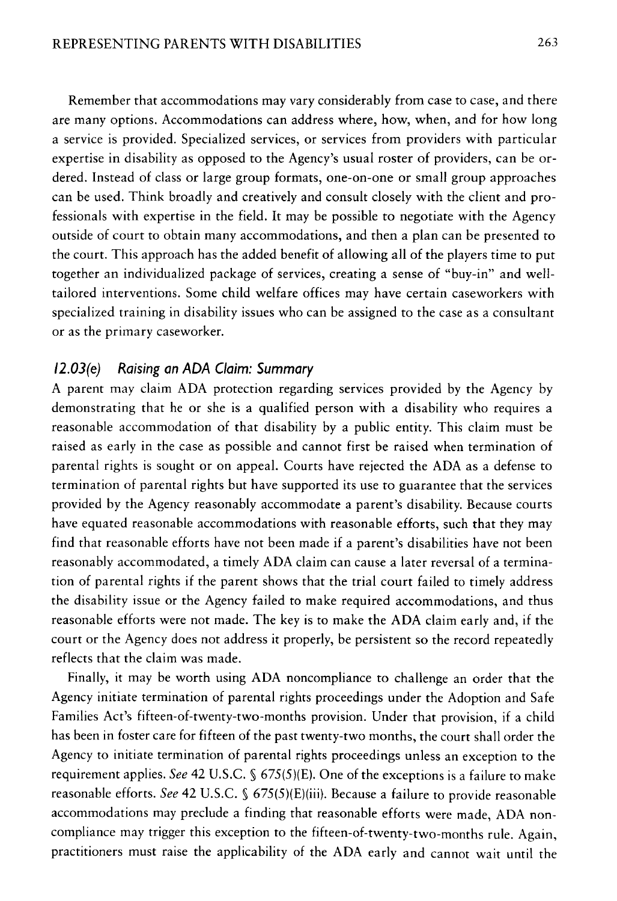Remember that accommodations may vary considerably from case to case, and there are many options. Accommodations can address where, how, when, and for how long a service is provided. Specialized services, or services from providers with particular expertise in disability as opposed to the Agency's usual roster of providers, can be ordered. Instead of class or large group formats, one-on-one or small group approaches can be used. Think broadly and creatively and consult closely with the client and professionals with expertise in the field. It may be possible to negotiate with the Agency outside of court to obtain many accommodations, and then a plan can be presented to the court. This approach has the added benefit of allowing all of the players time to put together an individualized package of services, creating a sense of "buy-in" and well-tailored interventions. Some child welfare offices may have certain caseworkers with specialized training in disability issues who can be assigned to the case as a consultant or as the primary caseworker.

### *12.03(e) Raising an ADA Claim: Summary*

A parent may claim ADA protection regarding services provided by the Agency by demonstrating that he or she is a qualified person with a disability who requires a reasonable accommodation of that disability by a public entity. This claim must be raised as early in the case as possible and cannot first be raised when termination of parental rights is sought or on appeal. Courts have rejected the ADA as a defense to termination of parental rights but have supported its use to guarantee that the services provided by the Agency reasonably accommodate a parent's disability. Because courts have equated reasonable accommodations with reasonable efforts, such that they may find that reasonable efforts have not been made if a parent's disabilities have not been reasonably accommodated, a timely ADA claim can cause a later reversal of a termination of parental rights if the parent shows that the trial court failed to timely address the disability issue or the Agency failed to make required accommodations, and thus reasonable efforts were not made. The key is to make the ADA claim early and, if the court or the Agency does not address it properly, be persistent so the record repeatedly reflects that the claim was made.

Finally, it may be worth using ADA noncompliance to challenge an order that the Agency initiate termination of parental rights proceedings under the Adoption and Safe Families Act's fifteen-of-twenty-two-months provision. Under that provision, if a child has been in foster care for fifteen of the past twenty-two months, the court shall order the Agency to initiate termination of parental rights proceedings unless an exception to the requirement applies. *See* 42 U.S.C. § 675(5)(E). One of the exceptions is a failure to make reasonable efforts. *See* 42 U.S.C. § 675(5)(E)(iii). Because a failure to provide reasonable accommodations may preclude a finding that reasonable efforts were made, ADA noncompliance may trigger this exception to the fifteen-of-twenty-two-months rule. Again, practitioners must raise the applicability of the ADA early and cannot wait until the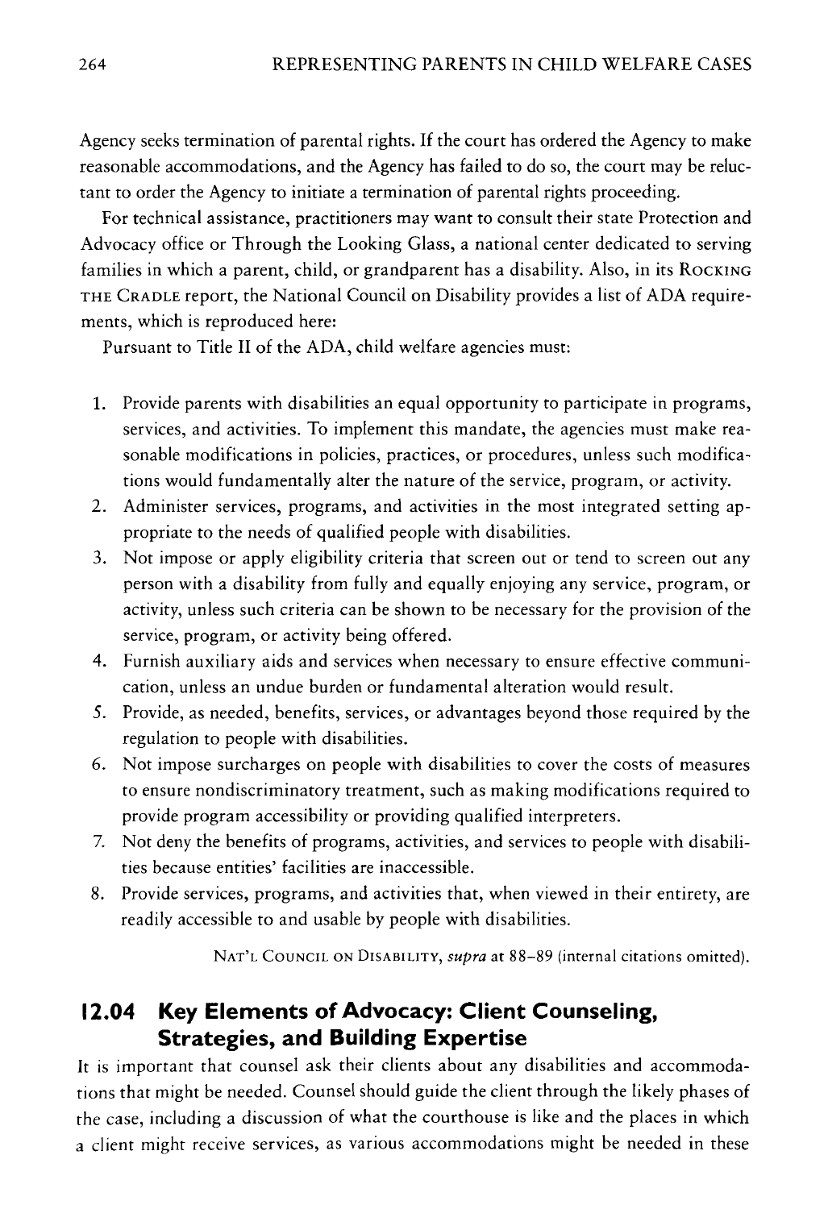Agency seeks termination of parental rights. If the court has ordered the Agency to make reasonable accommodations, and the Agency has failed to do so, the court may be reluctant to order the Agency to initiate a termination of parental rights proceeding.

For technical assistance, practitioners may want to consult their state Protection and Advocacy office or Through the Looking Glass, a national center dedicated to serving families in which a parent, child, or grandparent has a disability. Also, in its ROCKING THE CRADLE report, the National Council on Disability provides a list of ADA requirements, which is reproduced here:

Pursuant to Title II of the ADA, child welfare agencies must:

1. Provide parents with disabilities an equal opportunity to participate in programs, services, and activities. To implement this mandate, the agencies must make reasonable modifications in policies, practices, or procedures, unless such modifications would fundamentally alter the nature of the service, program, or activity.
2. Administer services, programs, and activities in the most integrated setting appropriate to the needs of qualified people with disabilities.
3. Not impose or apply eligibility criteria that screen out or tend to screen out any person with a disability from fully and equally enjoying any service, program, or activity, unless such criteria can be shown to be necessary for the provision of the service, program, or activity being offered.
4. Furnish auxiliary aids and services when necessary to ensure effective communication, unless an undue burden or fundamental alteration would result.
5. Provide, as needed, benefits, services, or advantages beyond those required by the regulation to people with disabilities.
6. Not impose surcharges on people with disabilities to cover the costs of measures to ensure nondiscriminatory treatment, such as making modifications required to provide program accessibility or providing qualified interpreters.
7. Not deny the benefits of programs, activities, and services to people with disabilities because entities' facilities are inaccessible.
8. Provide services, programs, and activities that, when viewed in their entirety, are readily accessible to and usable by people with disabilities.

NAT'L COUNCIL ON DISABILITY, *supra* at 88–89 (internal citations omitted).

## 12.04 Key Elements of Advocacy: Client Counseling, Strategies, and Building Expertise

It is important that counsel ask their clients about any disabilities and accommodations that might be needed. Counsel should guide the client through the likely phases of the case, including a discussion of what the courthouse is like and the places in which a client might receive services, as various accommodations might be needed in these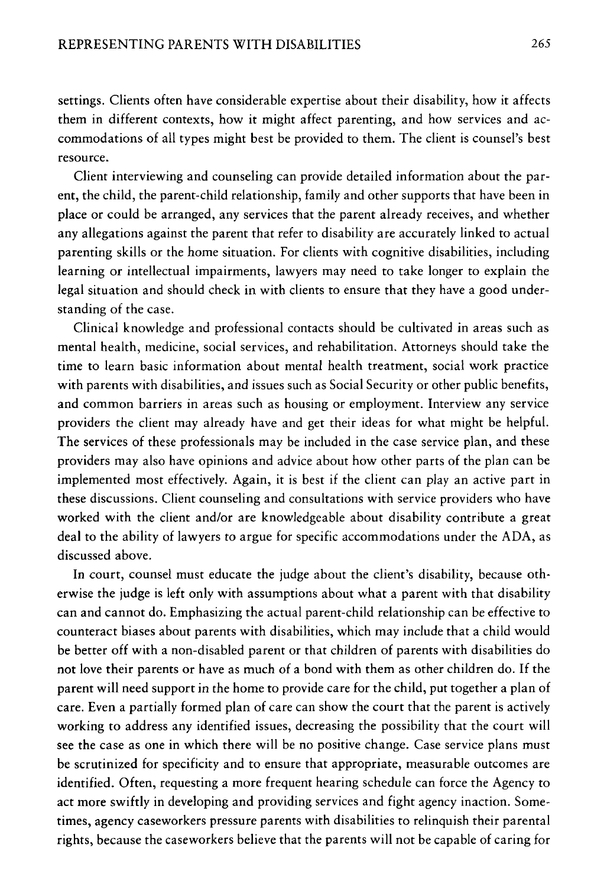settings. Clients often have considerable expertise about their disability, how it affects them in different contexts, how it might affect parenting, and how services and accommodations of all types might best be provided to them. The client is counsel's best resource.

Client interviewing and counseling can provide detailed information about the parent, the child, the parent-child relationship, family and other supports that have been in place or could be arranged, any services that the parent already receives, and whether any allegations against the parent that refer to disability are accurately linked to actual parenting skills or the home situation. For clients with cognitive disabilities, including learning or intellectual impairments, lawyers may need to take longer to explain the legal situation and should check in with clients to ensure that they have a good understanding of the case.

Clinical knowledge and professional contacts should be cultivated in areas such as mental health, medicine, social services, and rehabilitation. Attorneys should take the time to learn basic information about mental health treatment, social work practice with parents with disabilities, and issues such as Social Security or other public benefits, and common barriers in areas such as housing or employment. Interview any service providers the client may already have and get their ideas for what might be helpful. The services of these professionals may be included in the case service plan, and these providers may also have opinions and advice about how other parts of the plan can be implemented most effectively. Again, it is best if the client can play an active part in these discussions. Client counseling and consultations with service providers who have worked with the client and/or are knowledgeable about disability contribute a great deal to the ability of lawyers to argue for specific accommodations under the ADA, as discussed above.

In court, counsel must educate the judge about the client's disability, because otherwise the judge is left only with assumptions about what a parent with that disability can and cannot do. Emphasizing the actual parent-child relationship can be effective to counteract biases about parents with disabilities, which may include that a child would be better off with a non-disabled parent or that children of parents with disabilities do not love their parents or have as much of a bond with them as other children do. If the parent will need support in the home to provide care for the child, put together a plan of care. Even a partially formed plan of care can show the court that the parent is actively working to address any identified issues, decreasing the possibility that the court will see the case as one in which there will be no positive change. Case service plans must be scrutinized for specificity and to ensure that appropriate, measurable outcomes are identified. Often, requesting a more frequent hearing schedule can force the Agency to act more swiftly in developing and providing services and fight agency inaction. Sometimes, agency caseworkers pressure parents with disabilities to relinquish their parental rights, because the caseworkers believe that the parents will not be capable of caring for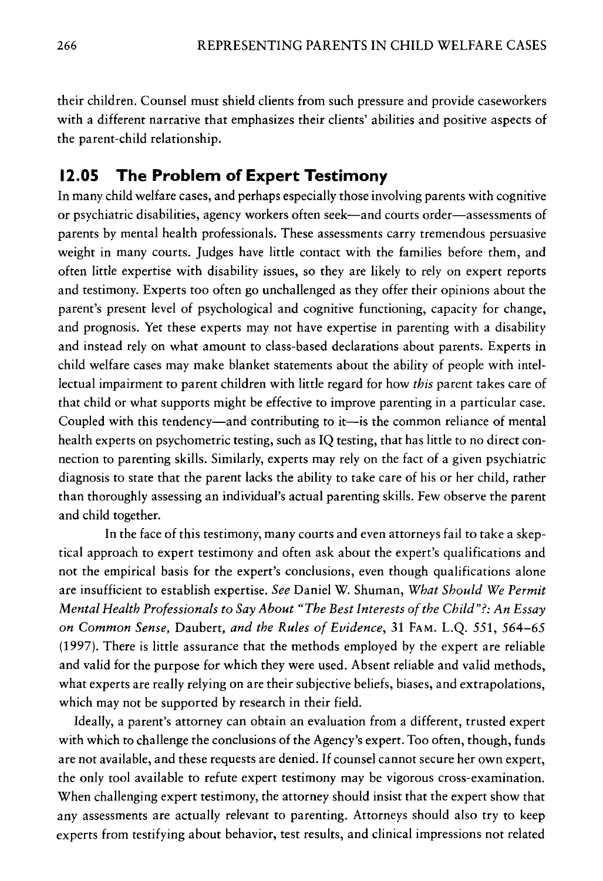their children. Counsel must shield clients from such pressure and provide caseworkers with a different narrative that emphasizes their clients' abilities and positive aspects of the parent-child relationship.

## 12.05 The Problem of Expert Testimony

In many child welfare cases, and perhaps especially those involving parents with cognitive or psychiatric disabilities, agency workers often seek—and courts order—assessments of parents by mental health professionals. These assessments carry tremendous persuasive weight in many courts. Judges have little contact with the families before them, and often little expertise with disability issues, so they are likely to rely on expert reports and testimony. Experts too often go unchallenged as they offer their opinions about the parent's present level of psychological and cognitive functioning, capacity for change, and prognosis. Yet these experts may not have expertise in parenting with a disability and instead rely on what amount to class-based declarations about parents. Experts in child welfare cases may make blanket statements about the ability of people with intellectual impairment to parent children with little regard for how *this* parent takes care of that child or what supports might be effective to improve parenting in a particular case. Coupled with this tendency—and contributing to it—is the common reliance of mental health experts on psychometric testing, such as IQ testing, that has little to no direct connection to parenting skills. Similarly, experts may rely on the fact of a given psychiatric diagnosis to state that the parent lacks the ability to take care of his or her child, rather than thoroughly assessing an individual's actual parenting skills. Few observe the parent and child together.

In the face of this testimony, many courts and even attorneys fail to take a skeptical approach to expert testimony and often ask about the expert's qualifications and not the empirical basis for the expert's conclusions, even though qualifications alone are insufficient to establish expertise. *See* Daniel W. Shuman, *What Should We Permit Mental Health Professionals to Say About "The Best Interests of the Child"?: An Essay on Common Sense,* Daubert, *and the Rules of Evidence*, 31 FAM. L.Q. 551, 564–65 (1997). There is little assurance that the methods employed by the expert are reliable and valid for the purpose for which they were used. Absent reliable and valid methods, what experts are really relying on are their subjective beliefs, biases, and extrapolations, which may not be supported by research in their field.

Ideally, a parent's attorney can obtain an evaluation from a different, trusted expert with which to challenge the conclusions of the Agency's expert. Too often, though, funds are not available, and these requests are denied. If counsel cannot secure her own expert, the only tool available to refute expert testimony may be vigorous cross-examination. When challenging expert testimony, the attorney should insist that the expert show that any assessments are actually relevant to parenting. Attorneys should also try to keep experts from testifying about behavior, test results, and clinical impressions not related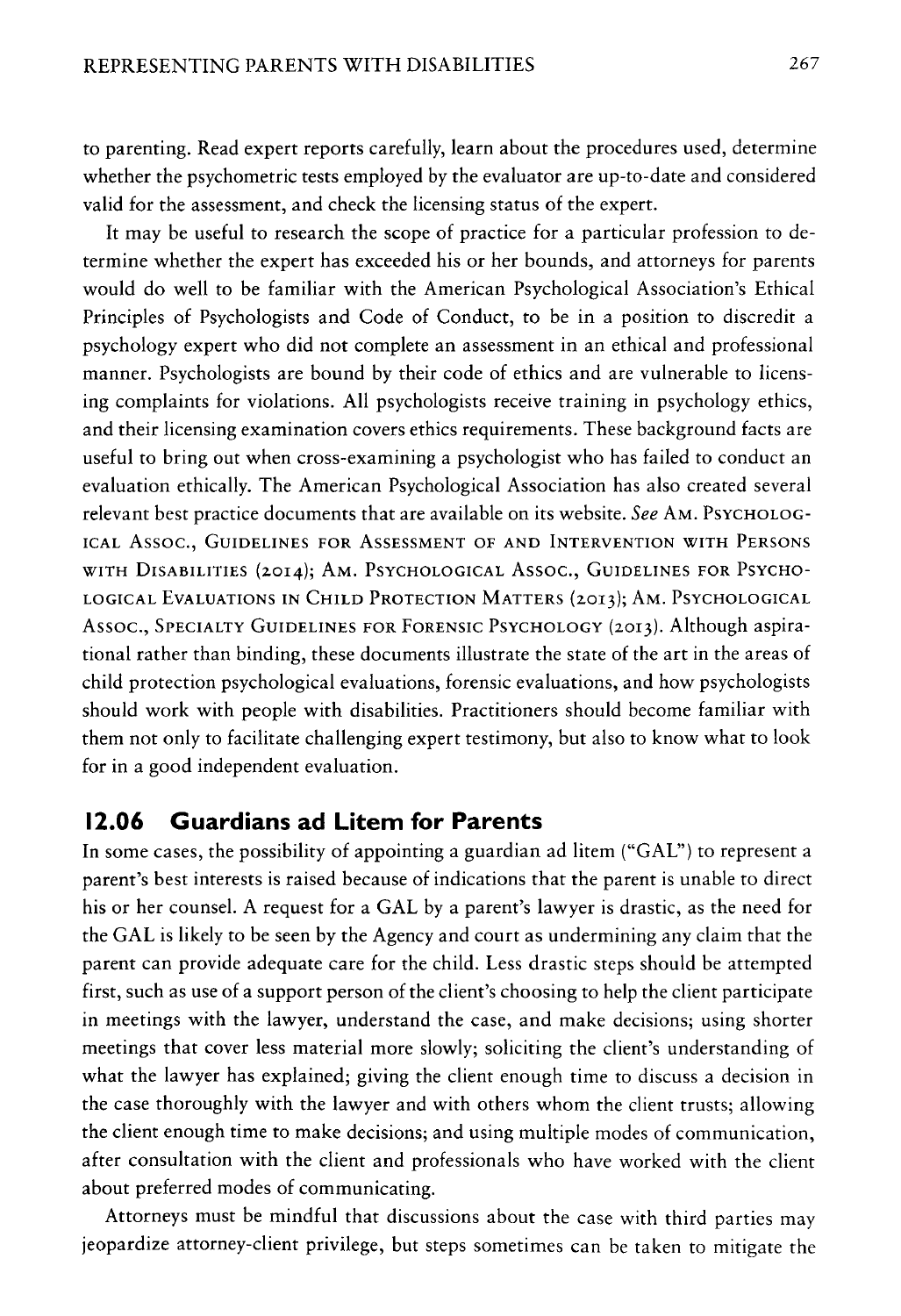to parenting. Read expert reports carefully, learn about the procedures used, determine whether the psychometric tests employed by the evaluator are up-to-date and considered valid for the assessment, and check the licensing status of the expert.

It may be useful to research the scope of practice for a particular profession to determine whether the expert has exceeded his or her bounds, and attorneys for parents would do well to be familiar with the American Psychological Association's Ethical Principles of Psychologists and Code of Conduct, to be in a position to discredit a psychology expert who did not complete an assessment in an ethical and professional manner. Psychologists are bound by their code of ethics and are vulnerable to licensing complaints for violations. All psychologists receive training in psychology ethics, and their licensing examination covers ethics requirements. These background facts are useful to bring out when cross-examining a psychologist who has failed to conduct an evaluation ethically. The American Psychological Association has also created several relevant best practice documents that are available on its website. *See* AM. PSYCHOLOGICAL ASSOC., GUIDELINES FOR ASSESSMENT OF AND INTERVENTION WITH PERSONS WITH DISABILITIES (2014); AM. PSYCHOLOGICAL ASSOC., GUIDELINES FOR PSYCHOLOGICAL EVALUATIONS IN CHILD PROTECTION MATTERS (2013); AM. PSYCHOLOGICAL ASSOC., SPECIALTY GUIDELINES FOR FORENSIC PSYCHOLOGY (2013). Although aspirational rather than binding, these documents illustrate the state of the art in the areas of child protection psychological evaluations, forensic evaluations, and how psychologists should work with people with disabilities. Practitioners should become familiar with them not only to facilitate challenging expert testimony, but also to know what to look for in a good independent evaluation.

## 12.06 Guardians ad Litem for Parents

In some cases, the possibility of appointing a guardian ad litem ("GAL") to represent a parent's best interests is raised because of indications that the parent is unable to direct his or her counsel. A request for a GAL by a parent's lawyer is drastic, as the need for the GAL is likely to be seen by the Agency and court as undermining any claim that the parent can provide adequate care for the child. Less drastic steps should be attempted first, such as use of a support person of the client's choosing to help the client participate in meetings with the lawyer, understand the case, and make decisions; using shorter meetings that cover less material more slowly; soliciting the client's understanding of what the lawyer has explained; giving the client enough time to discuss a decision in the case thoroughly with the lawyer and with others whom the client trusts; allowing the client enough time to make decisions; and using multiple modes of communication, after consultation with the client and professionals who have worked with the client about preferred modes of communicating.

Attorneys must be mindful that discussions about the case with third parties may jeopardize attorney-client privilege, but steps sometimes can be taken to mitigate the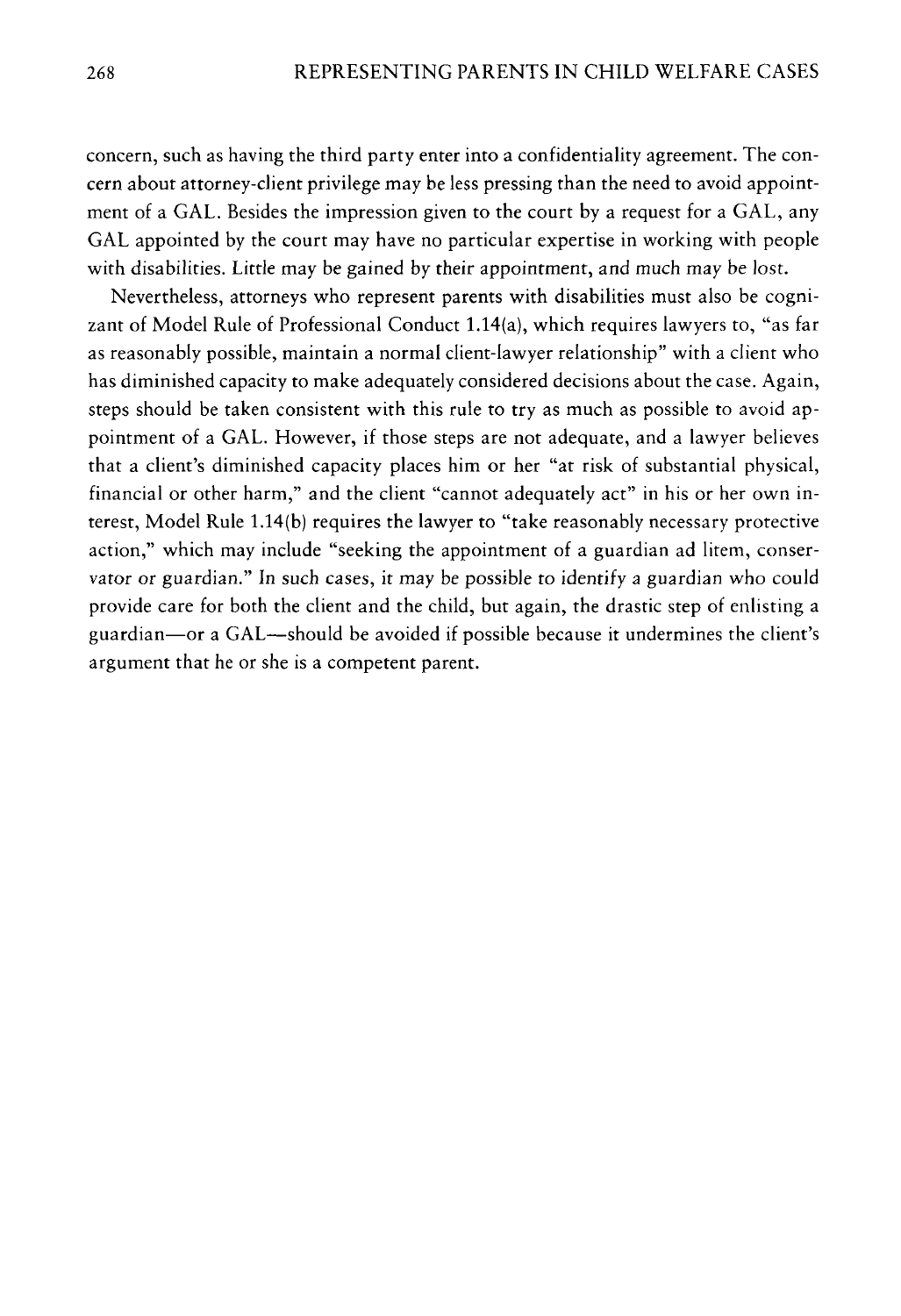concern, such as having the third party enter into a confidentiality agreement. The concern about attorney-client privilege may be less pressing than the need to avoid appointment of a GAL. Besides the impression given to the court by a request for a GAL, any GAL appointed by the court may have no particular expertise in working with people with disabilities. Little may be gained by their appointment, and much may be lost.

Nevertheless, attorneys who represent parents with disabilities must also be cognizant of Model Rule of Professional Conduct 1.14(a), which requires lawyers to, "as far as reasonably possible, maintain a normal client-lawyer relationship" with a client who has diminished capacity to make adequately considered decisions about the case. Again, steps should be taken consistent with this rule to try as much as possible to avoid appointment of a GAL. However, if those steps are not adequate, and a lawyer believes that a client's diminished capacity places him or her "at risk of substantial physical, financial or other harm," and the client "cannot adequately act" in his or her own interest, Model Rule 1.14(b) requires the lawyer to "take reasonably necessary protective action," which may include "seeking the appointment of a guardian ad litem, conservator or guardian." In such cases, it may be possible to identify a guardian who could provide care for both the client and the child, but again, the drastic step of enlisting a guardian—or a GAL—should be avoided if possible because it undermines the client's argument that he or she is a competent parent.